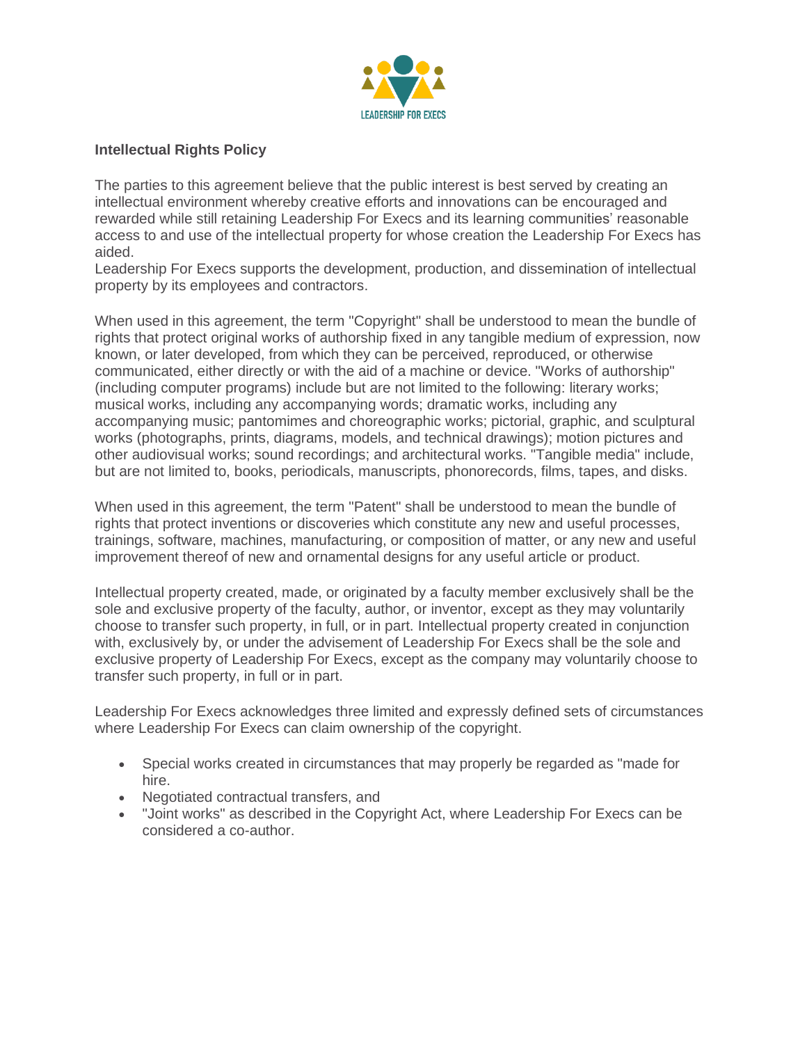LEADERSHIP FOR EXECS

**Intellectual Rights Policy**

The parties to this agreement believe that the public interest is best served by creating an intellectual environment whereby creative efforts and innovations can be encouraged and rewarded while still retaining Leadership For Execs and its learning communities' reasonable access to and use of the intellectual property for whose creation the Leadership For Execs has aided.
Leadership For Execs supports the development, production, and dissemination of intellectual property by its employees and contractors.

When used in this agreement, the term "Copyright" shall be understood to mean the bundle of rights that protect original works of authorship fixed in any tangible medium of expression, now known, or later developed, from which they can be perceived, reproduced, or otherwise communicated, either directly or with the aid of a machine or device. "Works of authorship" (including computer programs) include but are not limited to the following: literary works; musical works, including any accompanying words; dramatic works, including any accompanying music; pantomimes and choreographic works; pictorial, graphic, and sculptural works (photographs, prints, diagrams, models, and technical drawings); motion pictures and other audiovisual works; sound recordings; and architectural works. "Tangible media" include, but are not limited to, books, periodicals, manuscripts, phonorecords, films, tapes, and disks.

When used in this agreement, the term "Patent" shall be understood to mean the bundle of rights that protect inventions or discoveries which constitute any new and useful processes, trainings, software, machines, manufacturing, or composition of matter, or any new and useful improvement thereof of new and ornamental designs for any useful article or product.

Intellectual property created, made, or originated by a faculty member exclusively shall be the sole and exclusive property of the faculty, author, or inventor, except as they may voluntarily choose to transfer such property, in full, or in part. Intellectual property created in conjunction with, exclusively by, or under the advisement of Leadership For Execs shall be the sole and exclusive property of Leadership For Execs, except as the company may voluntarily choose to transfer such property, in full or in part.

Leadership For Execs acknowledges three limited and expressly defined sets of circumstances where Leadership For Execs can claim ownership of the copyright.

- Special works created in circumstances that may properly be regarded as "made for hire.
- Negotiated contractual transfers, and
- "Joint works" as described in the Copyright Act, where Leadership For Execs can be considered a co-author.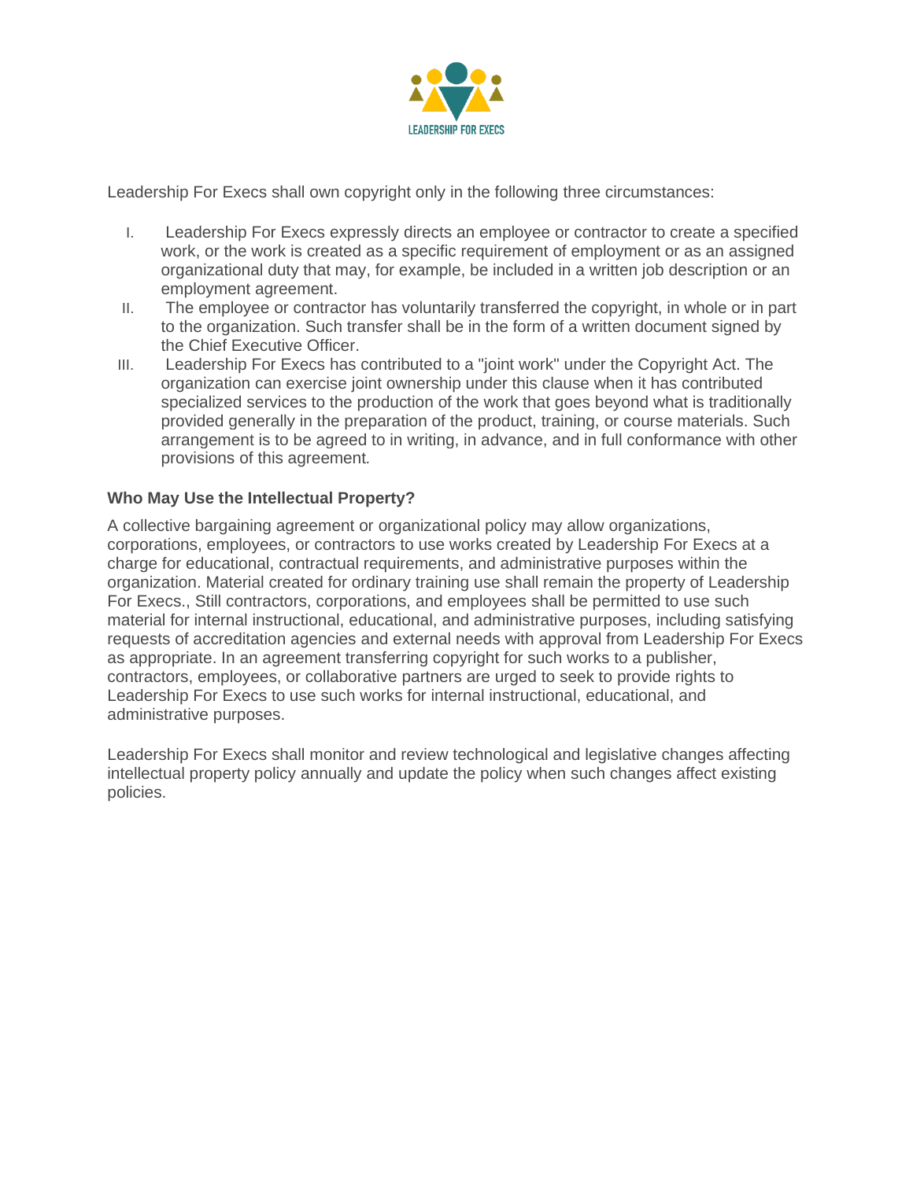Leadership For Execs shall own copyright only in the following three circumstances:

I. Leadership For Execs expressly directs an employee or contractor to create a specified work, or the work is created as a specific requirement of employment or as an assigned organizational duty that may, for example, be included in a written job description or an employment agreement.

II. The employee or contractor has voluntarily transferred the copyright, in whole or in part to the organization. Such transfer shall be in the form of a written document signed by the Chief Executive Officer.

III. Leadership For Execs has contributed to a "joint work" under the Copyright Act. The organization can exercise joint ownership under this clause when it has contributed specialized services to the production of the work that goes beyond what is traditionally provided generally in the preparation of the product, training, or course materials. Such arrangement is to be agreed to in writing, in advance, and in full conformance with other provisions of this agreement.

**Who May Use the Intellectual Property?**

A collective bargaining agreement or organizational policy may allow organizations, corporations, employees, or contractors to use works created by Leadership For Execs at a charge for educational, contractual requirements, and administrative purposes within the organization. Material created for ordinary training use shall remain the property of Leadership For Execs., Still contractors, corporations, and employees shall be permitted to use such material for internal instructional, educational, and administrative purposes, including satisfying requests of accreditation agencies and external needs with approval from Leadership For Execs as appropriate. In an agreement transferring copyright for such works to a publisher, contractors, employees, or collaborative partners are urged to seek to provide rights to Leadership For Execs to use such works for internal instructional, educational, and administrative purposes.

Leadership For Execs shall monitor and review technological and legislative changes affecting intellectual property policy annually and update the policy when such changes affect existing policies.